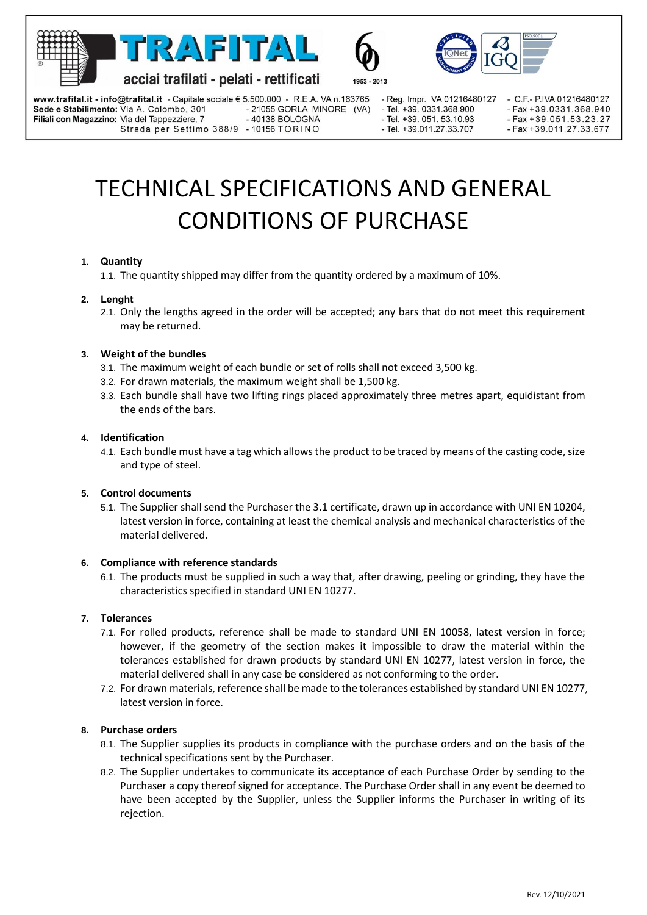**TRAFITAL**

acciai trafilati - pelati - rettificati

1953 - 2013

www.trafital.it - info@trafital.it - Capitale sociale € 5.500.000 - R.E.A. VA n.163765 - Reg. Impr. VA 01216480127 - C.F.- P.IVA 01216480127

**Sede e Stabilimento:** Via A. Colombo, 301 - 21055 GORLA MINORE (VA) - Tel. +39. 0331.368.900 - Fax +39.0331.368.940

**Filiali con Magazzino:** Via del Tappezziere, 7 - 40138 BOLOGNA - Tel. +39. 051. 53.10.93 - Fax +39.051.53.23.27

Strada per Settimo 388/9 - 10156 TORINO - Tel. +39.011.27.33.707 - Fax +39.011.27.33.677

# TECHNICAL SPECIFICATIONS AND GENERAL CONDITIONS OF PURCHASE

**1. Quantity**

1.1. The quantity shipped may differ from the quantity ordered by a maximum of 10%.

**2. Lenght**

2.1. Only the lengths agreed in the order will be accepted; any bars that do not meet this requirement may be returned.

**3. Weight of the bundles**

3.1. The maximum weight of each bundle or set of rolls shall not exceed 3,500 kg.

3.2. For drawn materials, the maximum weight shall be 1,500 kg.

3.3. Each bundle shall have two lifting rings placed approximately three metres apart, equidistant from the ends of the bars.

**4. Identification**

4.1. Each bundle must have a tag which allows the product to be traced by means of the casting code, size and type of steel.

**5. Control documents**

5.1. The Supplier shall send the Purchaser the 3.1 certificate, drawn up in accordance with UNI EN 10204, latest version in force, containing at least the chemical analysis and mechanical characteristics of the material delivered.

**6. Compliance with reference standards**

6.1. The products must be supplied in such a way that, after drawing, peeling or grinding, they have the characteristics specified in standard UNI EN 10277.

**7. Tolerances**

7.1. For rolled products, reference shall be made to standard UNI EN 10058, latest version in force; however, if the geometry of the section makes it impossible to draw the material within the tolerances established for drawn products by standard UNI EN 10277, latest version in force, the material delivered shall in any case be considered as not conforming to the order.

7.2. For drawn materials, reference shall be made to the tolerances established by standard UNI EN 10277, latest version in force.

**8. Purchase orders**

8.1. The Supplier supplies its products in compliance with the purchase orders and on the basis of the technical specifications sent by the Purchaser.

8.2. The Supplier undertakes to communicate its acceptance of each Purchase Order by sending to the Purchaser a copy thereof signed for acceptance. The Purchase Order shall in any event be deemed to have been accepted by the Supplier, unless the Supplier informs the Purchaser in writing of its rejection.

Rev. 12/10/2021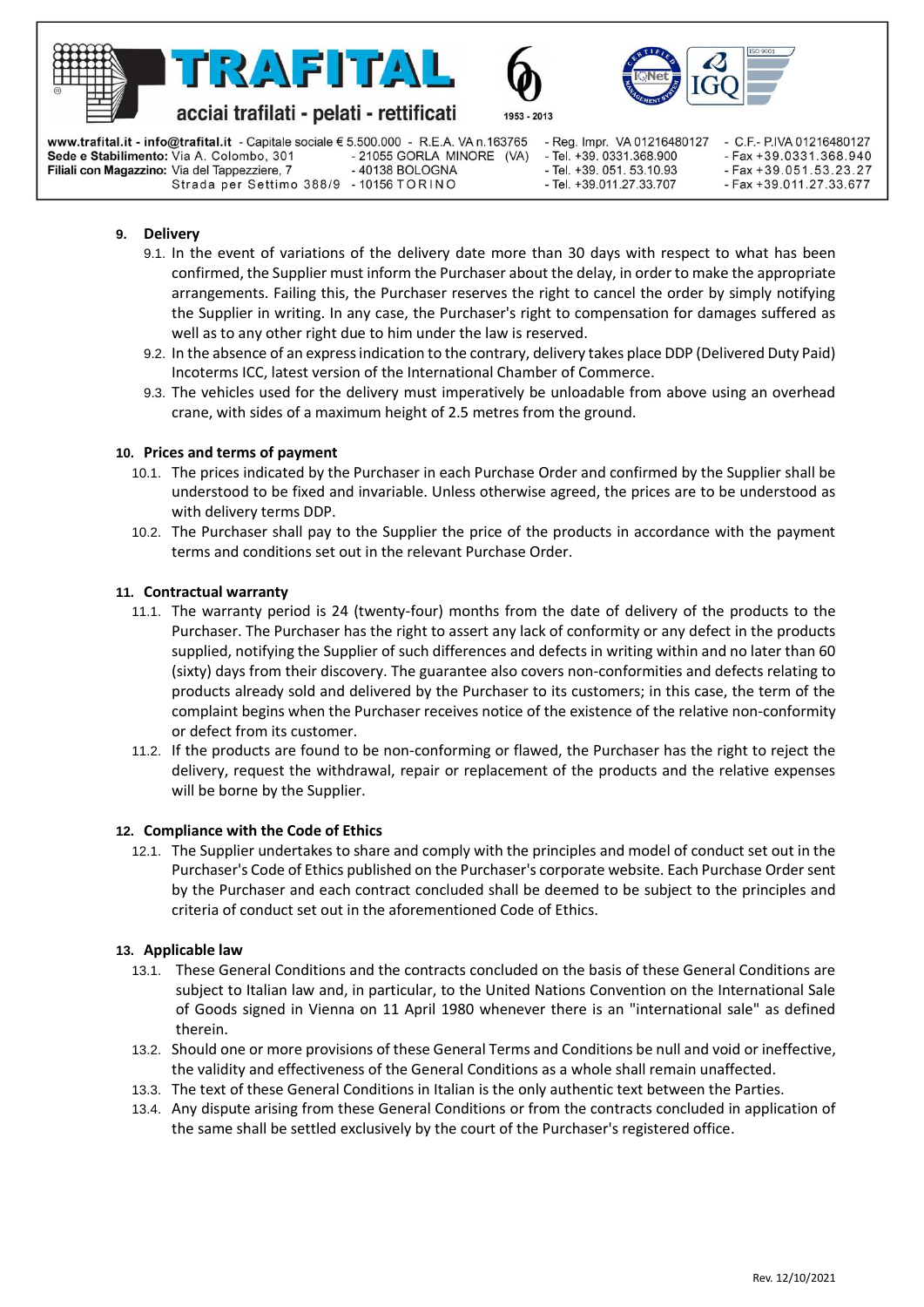## 9. Delivery

9.1. In the event of variations of the delivery date more than 30 days with respect to what has been confirmed, the Supplier must inform the Purchaser about the delay, in order to make the appropriate arrangements. Failing this, the Purchaser reserves the right to cancel the order by simply notifying the Supplier in writing. In any case, the Purchaser's right to compensation for damages suffered as well as to any other right due to him under the law is reserved.

9.2. In the absence of an express indication to the contrary, delivery takes place DDP (Delivered Duty Paid) Incoterms ICC, latest version of the International Chamber of Commerce.

9.3. The vehicles used for the delivery must imperatively be unloadable from above using an overhead crane, with sides of a maximum height of 2.5 metres from the ground.

## 10. Prices and terms of payment

10.1. The prices indicated by the Purchaser in each Purchase Order and confirmed by the Supplier shall be understood to be fixed and invariable. Unless otherwise agreed, the prices are to be understood as with delivery terms DDP.

10.2. The Purchaser shall pay to the Supplier the price of the products in accordance with the payment terms and conditions set out in the relevant Purchase Order.

## 11. Contractual warranty

11.1. The warranty period is 24 (twenty-four) months from the date of delivery of the products to the Purchaser. The Purchaser has the right to assert any lack of conformity or any defect in the products supplied, notifying the Supplier of such differences and defects in writing within and no later than 60 (sixty) days from their discovery. The guarantee also covers non-conformities and defects relating to products already sold and delivered by the Purchaser to its customers; in this case, the term of the complaint begins when the Purchaser receives notice of the existence of the relative non-conformity or defect from its customer.

11.2. If the products are found to be non-conforming or flawed, the Purchaser has the right to reject the delivery, request the withdrawal, repair or replacement of the products and the relative expenses will be borne by the Supplier.

## 12. Compliance with the Code of Ethics

12.1. The Supplier undertakes to share and comply with the principles and model of conduct set out in the Purchaser's Code of Ethics published on the Purchaser's corporate website. Each Purchase Order sent by the Purchaser and each contract concluded shall be deemed to be subject to the principles and criteria of conduct set out in the aforementioned Code of Ethics.

## 13. Applicable law

13.1. These General Conditions and the contracts concluded on the basis of these General Conditions are subject to Italian law and, in particular, to the United Nations Convention on the International Sale of Goods signed in Vienna on 11 April 1980 whenever there is an "international sale" as defined therein.

13.2. Should one or more provisions of these General Terms and Conditions be null and void or ineffective, the validity and effectiveness of the General Conditions as a whole shall remain unaffected.

13.3. The text of these General Conditions in Italian is the only authentic text between the Parties.

13.4. Any dispute arising from these General Conditions or from the contracts concluded in application of the same shall be settled exclusively by the court of the Purchaser's registered office.

Rev. 12/10/2021